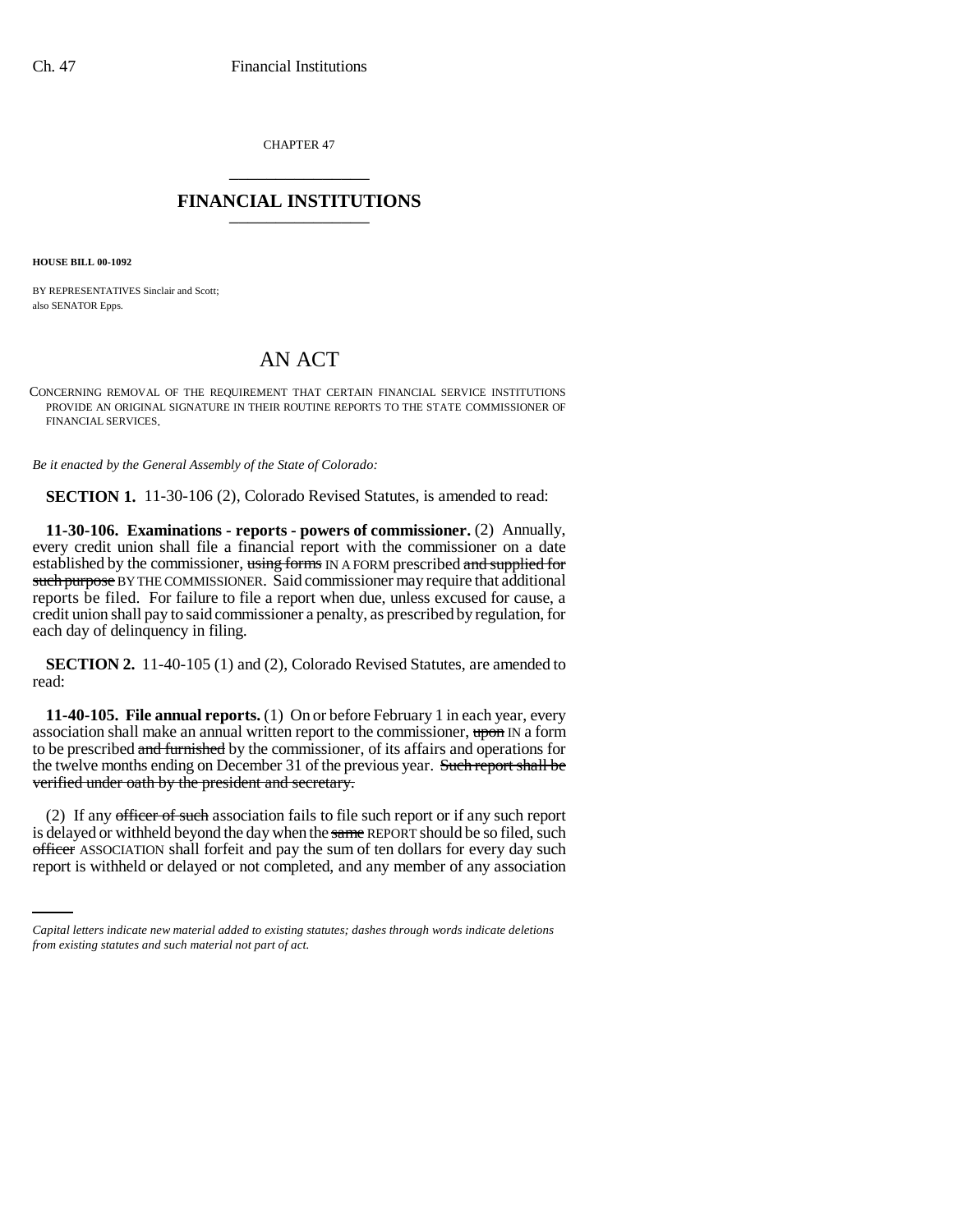CHAPTER 47

\_\_\_\_\_\_\_\_\_\_\_\_\_\_\_\_\_\_\_\_\_\_\_\_

## FINANCIAL INSTITUTIONS

\_\_\_\_\_\_\_\_\_\_\_\_\_\_\_\_\_\_\_\_\_\_\_\_

**HOUSE BILL 00-1092**

BY REPRESENTATIVES Sinclair and Scott;
also SENATOR Epps.

# AN ACT

CONCERNING REMOVAL OF THE REQUIREMENT THAT CERTAIN FINANCIAL SERVICE INSTITUTIONS PROVIDE AN ORIGINAL SIGNATURE IN THEIR ROUTINE REPORTS TO THE STATE COMMISSIONER OF FINANCIAL SERVICES.

*Be it enacted by the General Assembly of the State of Colorado:*

**SECTION 1.** 11-30-106 (2), Colorado Revised Statutes, is amended to read:

**11-30-106. Examinations - reports - powers of commissioner.** (2) Annually, every credit union shall file a financial report with the commissioner on a date established by the commissioner, ~~using forms~~ IN A FORM prescribed ~~and supplied for such purpose~~ BY THE COMMISSIONER. Said commissioner may require that additional reports be filed. For failure to file a report when due, unless excused for cause, a credit union shall pay to said commissioner a penalty, as prescribed by regulation, for each day of delinquency in filing.

**SECTION 2.** 11-40-105 (1) and (2), Colorado Revised Statutes, are amended to read:

**11-40-105. File annual reports.** (1) On or before February 1 in each year, every association shall make an annual written report to the commissioner, ~~upon~~ IN a form to be prescribed ~~and furnished~~ by the commissioner, of its affairs and operations for the twelve months ending on December 31 of the previous year. ~~Such report shall be verified under oath by the president and secretary.~~

(2) If any ~~officer of such~~ association fails to file such report or if any such report is delayed or withheld beyond the day when the ~~same~~ REPORT should be so filed, such ~~officer~~ ASSOCIATION shall forfeit and pay the sum of ten dollars for every day such report is withheld or delayed or not completed, and any member of any association

*Capital letters indicate new material added to existing statutes; dashes through words indicate deletions from existing statutes and such material not part of act.*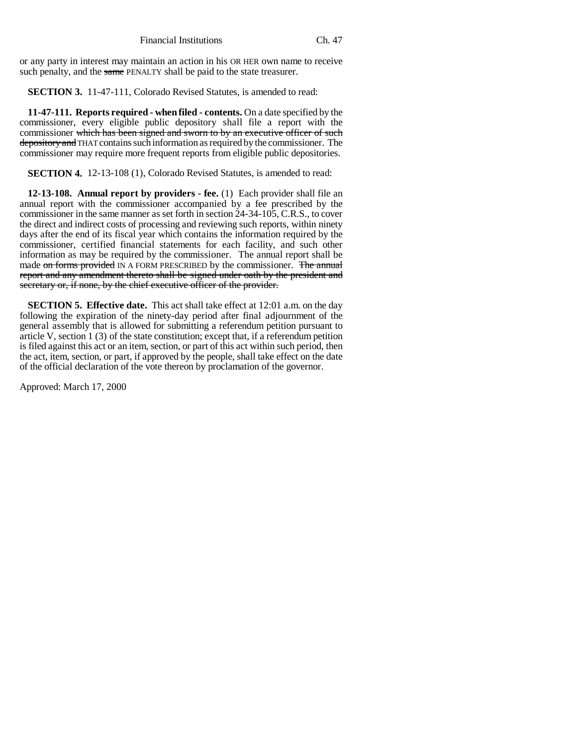or any party in interest may maintain an action in his OR HER own name to receive such penalty, and the ~~same~~ PENALTY shall be paid to the state treasurer.

**SECTION 3.** 11-47-111, Colorado Revised Statutes, is amended to read:

**11-47-111. Reports required - when filed - contents.** On a date specified by the commissioner, every eligible public depository shall file a report with the commissioner ~~which has been signed and sworn to by an executive officer of such depository and~~ THAT contains such information as required by the commissioner. The commissioner may require more frequent reports from eligible public depositories.

**SECTION 4.** 12-13-108 (1), Colorado Revised Statutes, is amended to read:

**12-13-108. Annual report by providers - fee.** (1) Each provider shall file an annual report with the commissioner accompanied by a fee prescribed by the commissioner in the same manner as set forth in section 24-34-105, C.R.S., to cover the direct and indirect costs of processing and reviewing such reports, within ninety days after the end of its fiscal year which contains the information required by the commissioner, certified financial statements for each facility, and such other information as may be required by the commissioner. The annual report shall be made ~~on forms provided~~ IN A FORM PRESCRIBED by the commissioner. ~~The annual report and any amendment thereto shall be signed under oath by the president and secretary or, if none, by the chief executive officer of the provider.~~

**SECTION 5. Effective date.** This act shall take effect at 12:01 a.m. on the day following the expiration of the ninety-day period after final adjournment of the general assembly that is allowed for submitting a referendum petition pursuant to article V, section 1 (3) of the state constitution; except that, if a referendum petition is filed against this act or an item, section, or part of this act within such period, then the act, item, section, or part, if approved by the people, shall take effect on the date of the official declaration of the vote thereon by proclamation of the governor.

Approved: March 17, 2000